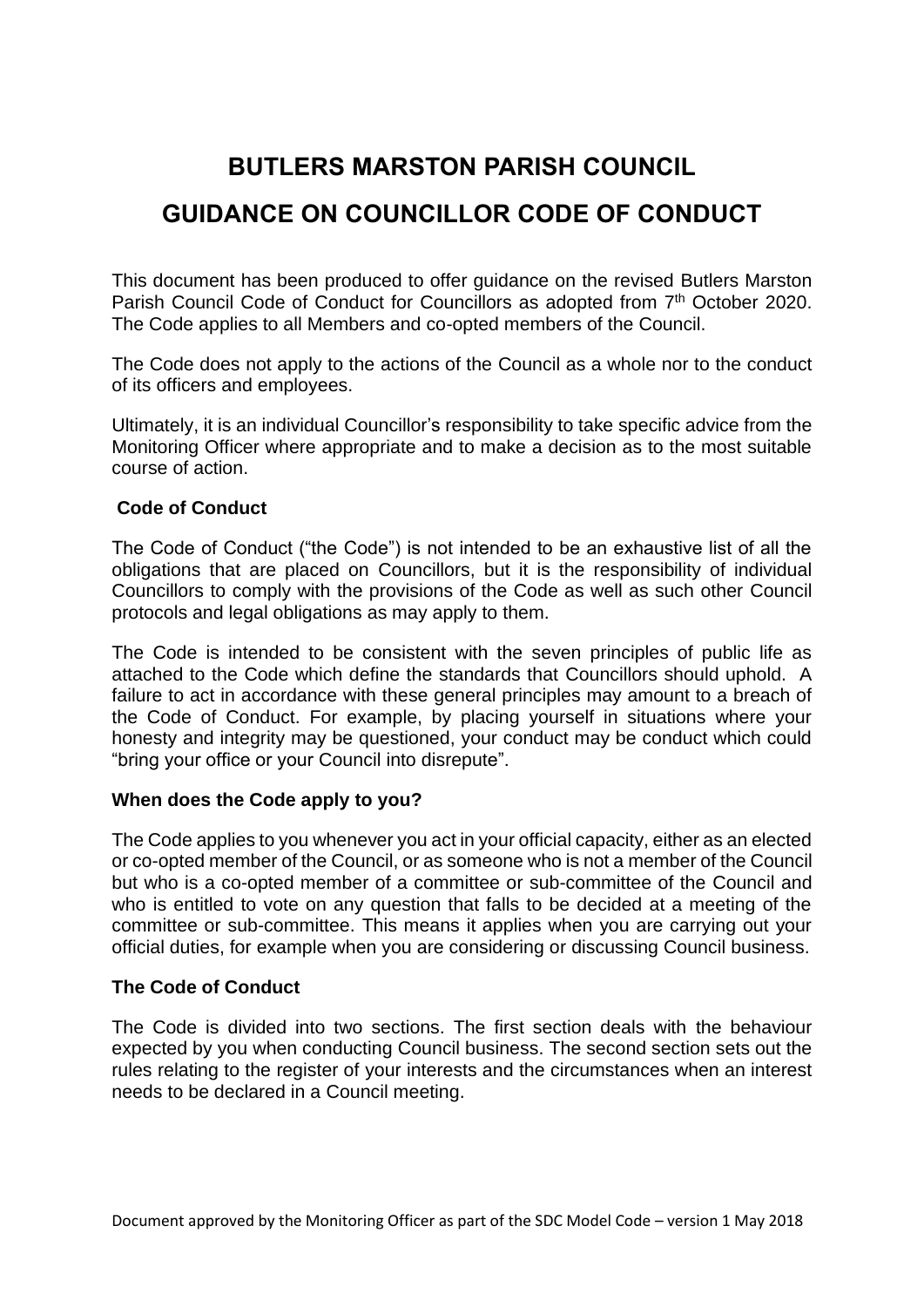# BUTLERS MARSTON PARISH COUNCIL

# GUIDANCE ON COUNCILLOR CODE OF CONDUCT

This document has been produced to offer guidance on the revised Butlers Marston Parish Council Code of Conduct for Councillors as adopted from 7th October 2020. The Code applies to all Members and co-opted members of the Council.

The Code does not apply to the actions of the Council as a whole nor to the conduct of its officers and employees.

Ultimately, it is an individual Councillor's responsibility to take specific advice from the Monitoring Officer where appropriate and to make a decision as to the most suitable course of action.

### Code of Conduct

The Code of Conduct ("the Code") is not intended to be an exhaustive list of all the obligations that are placed on Councillors, but it is the responsibility of individual Councillors to comply with the provisions of the Code as well as such other Council protocols and legal obligations as may apply to them.

The Code is intended to be consistent with the seven principles of public life as attached to the Code which define the standards that Councillors should uphold. A failure to act in accordance with these general principles may amount to a breach of the Code of Conduct. For example, by placing yourself in situations where your honesty and integrity may be questioned, your conduct may be conduct which could "bring your office or your Council into disrepute".

### When does the Code apply to you?

The Code applies to you whenever you act in your official capacity, either as an elected or co-opted member of the Council, or as someone who is not a member of the Council but who is a co-opted member of a committee or sub-committee of the Council and who is entitled to vote on any question that falls to be decided at a meeting of the committee or sub-committee. This means it applies when you are carrying out your official duties, for example when you are considering or discussing Council business.

### The Code of Conduct

The Code is divided into two sections. The first section deals with the behaviour expected by you when conducting Council business. The second section sets out the rules relating to the register of your interests and the circumstances when an interest needs to be declared in a Council meeting.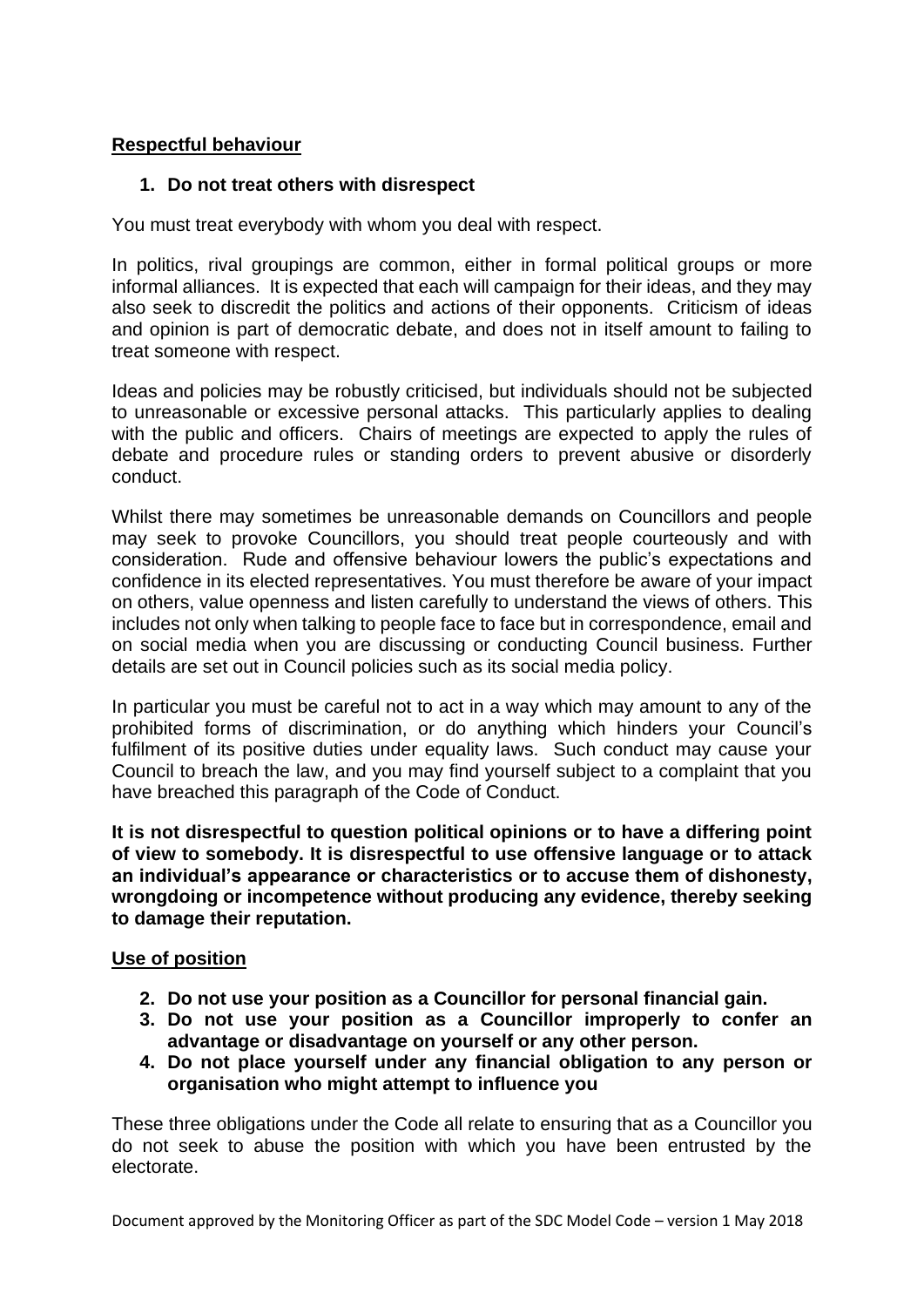## Respectful behaviour

### 1. Do not treat others with disrespect

You must treat everybody with whom you deal with respect.

In politics, rival groupings are common, either in formal political groups or more informal alliances. It is expected that each will campaign for their ideas, and they may also seek to discredit the politics and actions of their opponents. Criticism of ideas and opinion is part of democratic debate, and does not in itself amount to failing to treat someone with respect.

Ideas and policies may be robustly criticised, but individuals should not be subjected to unreasonable or excessive personal attacks. This particularly applies to dealing with the public and officers. Chairs of meetings are expected to apply the rules of debate and procedure rules or standing orders to prevent abusive or disorderly conduct.

Whilst there may sometimes be unreasonable demands on Councillors and people may seek to provoke Councillors, you should treat people courteously and with consideration. Rude and offensive behaviour lowers the public's expectations and confidence in its elected representatives. You must therefore be aware of your impact on others, value openness and listen carefully to understand the views of others. This includes not only when talking to people face to face but in correspondence, email and on social media when you are discussing or conducting Council business. Further details are set out in Council policies such as its social media policy.

In particular you must be careful not to act in a way which may amount to any of the prohibited forms of discrimination, or do anything which hinders your Council's fulfilment of its positive duties under equality laws. Such conduct may cause your Council to breach the law, and you may find yourself subject to a complaint that you have breached this paragraph of the Code of Conduct.

**It is not disrespectful to question political opinions or to have a differing point of view to somebody. It is disrespectful to use offensive language or to attack an individual's appearance or characteristics or to accuse them of dishonesty, wrongdoing or incompetence without producing any evidence, thereby seeking to damage their reputation.**

## Use of position

2. **Do not use your position as a Councillor for personal financial gain.**
3. **Do not use your position as a Councillor improperly to confer an advantage or disadvantage on yourself or any other person.**
4. **Do not place yourself under any financial obligation to any person or organisation who might attempt to influence you**

These three obligations under the Code all relate to ensuring that as a Councillor you do not seek to abuse the position with which you have been entrusted by the electorate.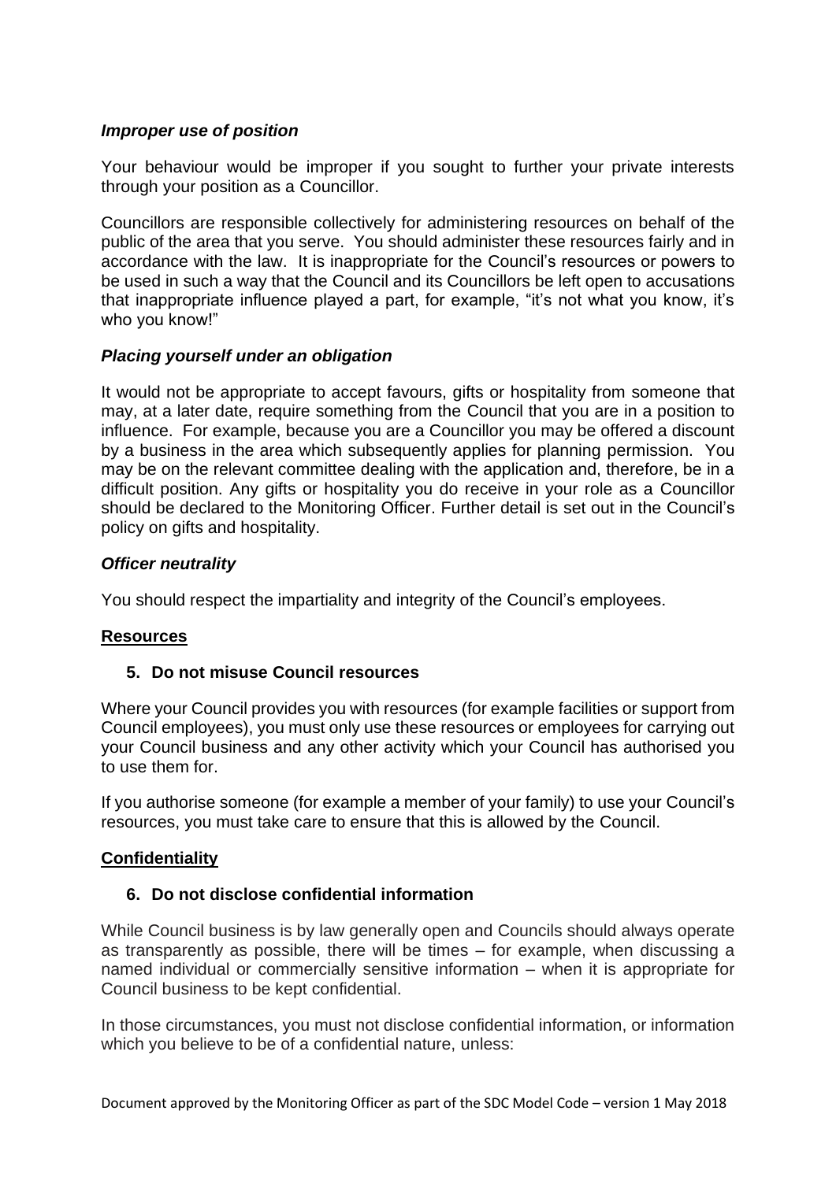***Improper use of position***

Your behaviour would be improper if you sought to further your private interests through your position as a Councillor.

Councillors are responsible collectively for administering resources on behalf of the public of the area that you serve. You should administer these resources fairly and in accordance with the law. It is inappropriate for the Council's resources or powers to be used in such a way that the Council and its Councillors be left open to accusations that inappropriate influence played a part, for example, "it's not what you know, it's who you know!"

***Placing yourself under an obligation***

It would not be appropriate to accept favours, gifts or hospitality from someone that may, at a later date, require something from the Council that you are in a position to influence. For example, because you are a Councillor you may be offered a discount by a business in the area which subsequently applies for planning permission. You may be on the relevant committee dealing with the application and, therefore, be in a difficult position. Any gifts or hospitality you do receive in your role as a Councillor should be declared to the Monitoring Officer. Further detail is set out in the Council's policy on gifts and hospitality.

***Officer neutrality***

You should respect the impartiality and integrity of the Council's employees.

**Resources**

**5. Do not misuse Council resources**

Where your Council provides you with resources (for example facilities or support from Council employees), you must only use these resources or employees for carrying out your Council business and any other activity which your Council has authorised you to use them for.

If you authorise someone (for example a member of your family) to use your Council's resources, you must take care to ensure that this is allowed by the Council.

**Confidentiality**

**6. Do not disclose confidential information**

While Council business is by law generally open and Councils should always operate as transparently as possible, there will be times – for example, when discussing a named individual or commercially sensitive information – when it is appropriate for Council business to be kept confidential.

In those circumstances, you must not disclose confidential information, or information which you believe to be of a confidential nature, unless: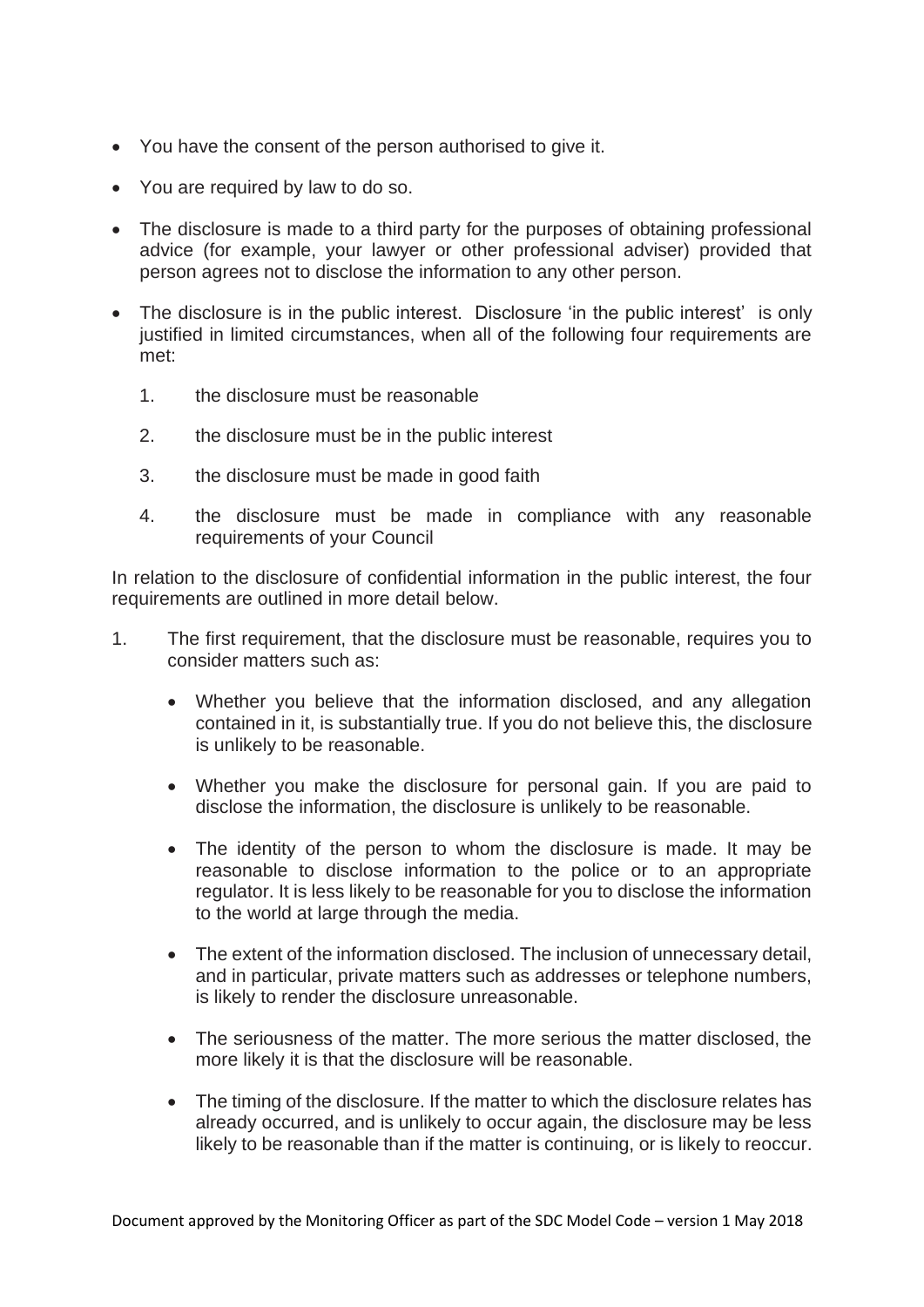- You have the consent of the person authorised to give it.
- You are required by law to do so.
- The disclosure is made to a third party for the purposes of obtaining professional advice (for example, your lawyer or other professional adviser) provided that person agrees not to disclose the information to any other person.
- The disclosure is in the public interest. Disclosure 'in the public interest' is only justified in limited circumstances, when all of the following four requirements are met:
    1. the disclosure must be reasonable
    2. the disclosure must be in the public interest
    3. the disclosure must be made in good faith
    4. the disclosure must be made in compliance with any reasonable requirements of your Council

In relation to the disclosure of confidential information in the public interest, the four requirements are outlined in more detail below.

1. The first requirement, that the disclosure must be reasonable, requires you to consider matters such as:
    - Whether you believe that the information disclosed, and any allegation contained in it, is substantially true. If you do not believe this, the disclosure is unlikely to be reasonable.
    - Whether you make the disclosure for personal gain. If you are paid to disclose the information, the disclosure is unlikely to be reasonable.
    - The identity of the person to whom the disclosure is made. It may be reasonable to disclose information to the police or to an appropriate regulator. It is less likely to be reasonable for you to disclose the information to the world at large through the media.
    - The extent of the information disclosed. The inclusion of unnecessary detail, and in particular, private matters such as addresses or telephone numbers, is likely to render the disclosure unreasonable.
    - The seriousness of the matter. The more serious the matter disclosed, the more likely it is that the disclosure will be reasonable.
    - The timing of the disclosure. If the matter to which the disclosure relates has already occurred, and is unlikely to occur again, the disclosure may be less likely to be reasonable than if the matter is continuing, or is likely to reoccur.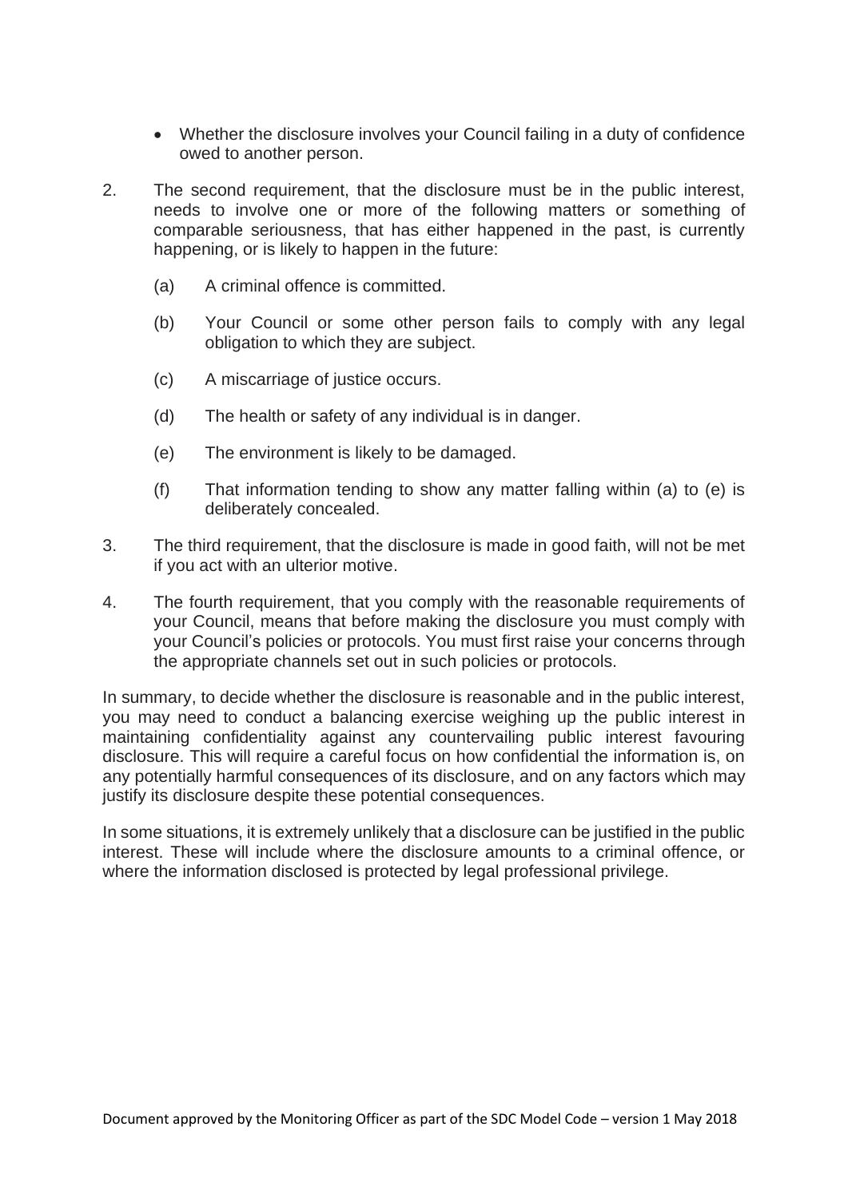- Whether the disclosure involves your Council failing in a duty of confidence owed to another person.

2. The second requirement, that the disclosure must be in the public interest, needs to involve one or more of the following matters or something of comparable seriousness, that has either happened in the past, is currently happening, or is likely to happen in the future:

   (a) A criminal offence is committed.

   (b) Your Council or some other person fails to comply with any legal obligation to which they are subject.

   (c) A miscarriage of justice occurs.

   (d) The health or safety of any individual is in danger.

   (e) The environment is likely to be damaged.

   (f) That information tending to show any matter falling within (a) to (e) is deliberately concealed.

3. The third requirement, that the disclosure is made in good faith, will not be met if you act with an ulterior motive.

4. The fourth requirement, that you comply with the reasonable requirements of your Council, means that before making the disclosure you must comply with your Council's policies or protocols. You must first raise your concerns through the appropriate channels set out in such policies or protocols.

In summary, to decide whether the disclosure is reasonable and in the public interest, you may need to conduct a balancing exercise weighing up the public interest in maintaining confidentiality against any countervailing public interest favouring disclosure. This will require a careful focus on how confidential the information is, on any potentially harmful consequences of its disclosure, and on any factors which may justify its disclosure despite these potential consequences.

In some situations, it is extremely unlikely that a disclosure can be justified in the public interest. These will include where the disclosure amounts to a criminal offence, or where the information disclosed is protected by legal professional privilege.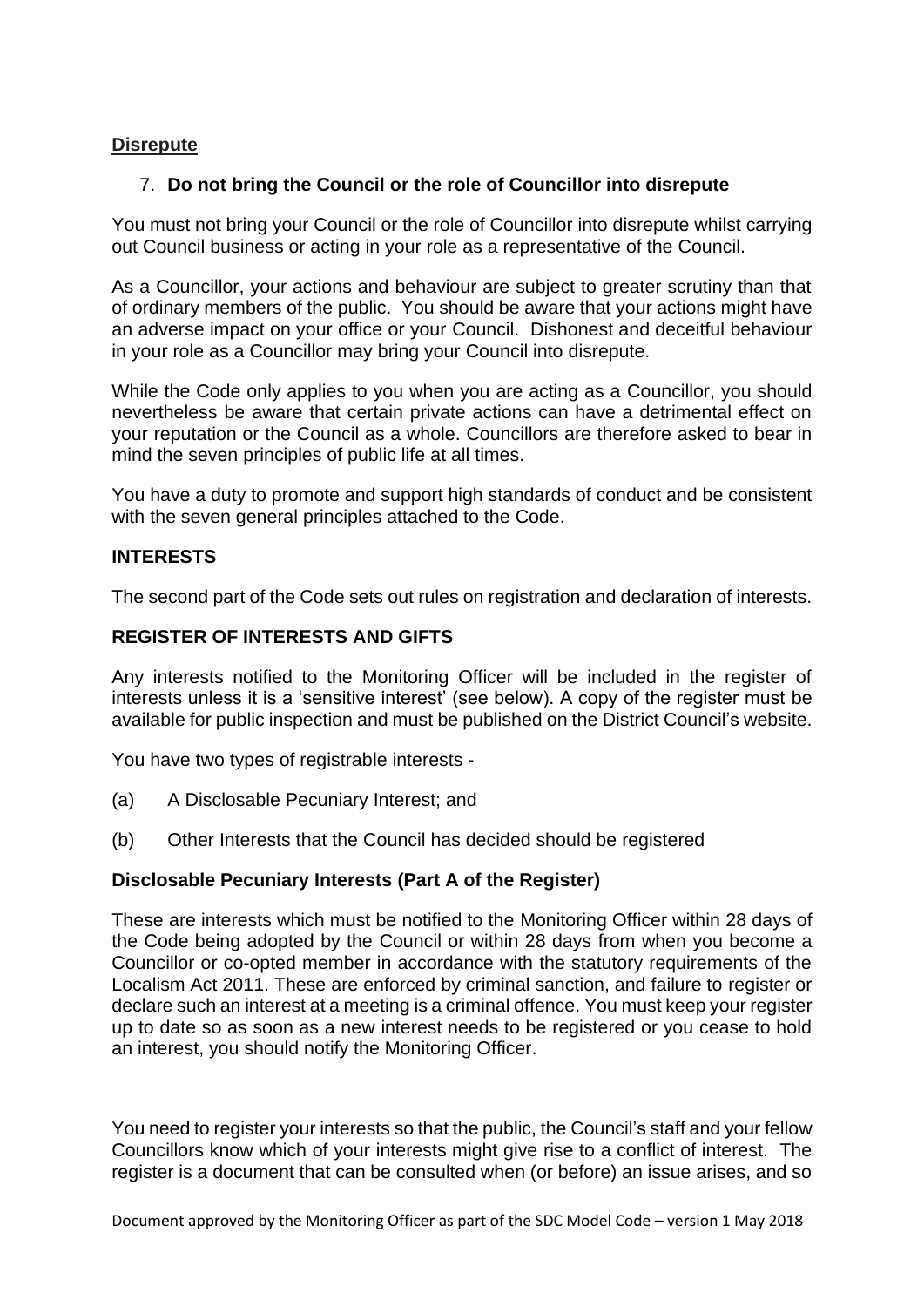**Disrepute**

7. **Do not bring the Council or the role of Councillor into disrepute**

You must not bring your Council or the role of Councillor into disrepute whilst carrying out Council business or acting in your role as a representative of the Council.

As a Councillor, your actions and behaviour are subject to greater scrutiny than that of ordinary members of the public. You should be aware that your actions might have an adverse impact on your office or your Council. Dishonest and deceitful behaviour in your role as a Councillor may bring your Council into disrepute.

While the Code only applies to you when you are acting as a Councillor, you should nevertheless be aware that certain private actions can have a detrimental effect on your reputation or the Council as a whole. Councillors are therefore asked to bear in mind the seven principles of public life at all times.

You have a duty to promote and support high standards of conduct and be consistent with the seven general principles attached to the Code.

## INTERESTS

The second part of the Code sets out rules on registration and declaration of interests.

## REGISTER OF INTERESTS AND GIFTS

Any interests notified to the Monitoring Officer will be included in the register of interests unless it is a 'sensitive interest' (see below). A copy of the register must be available for public inspection and must be published on the District Council's website.

You have two types of registrable interests -

(a) A Disclosable Pecuniary Interest; and

(b) Other Interests that the Council has decided should be registered

### Disclosable Pecuniary Interests (Part A of the Register)

These are interests which must be notified to the Monitoring Officer within 28 days of the Code being adopted by the Council or within 28 days from when you become a Councillor or co-opted member in accordance with the statutory requirements of the Localism Act 2011. These are enforced by criminal sanction, and failure to register or declare such an interest at a meeting is a criminal offence. You must keep your register up to date so as soon as a new interest needs to be registered or you cease to hold an interest, you should notify the Monitoring Officer.

You need to register your interests so that the public, the Council's staff and your fellow Councillors know which of your interests might give rise to a conflict of interest. The register is a document that can be consulted when (or before) an issue arises, and so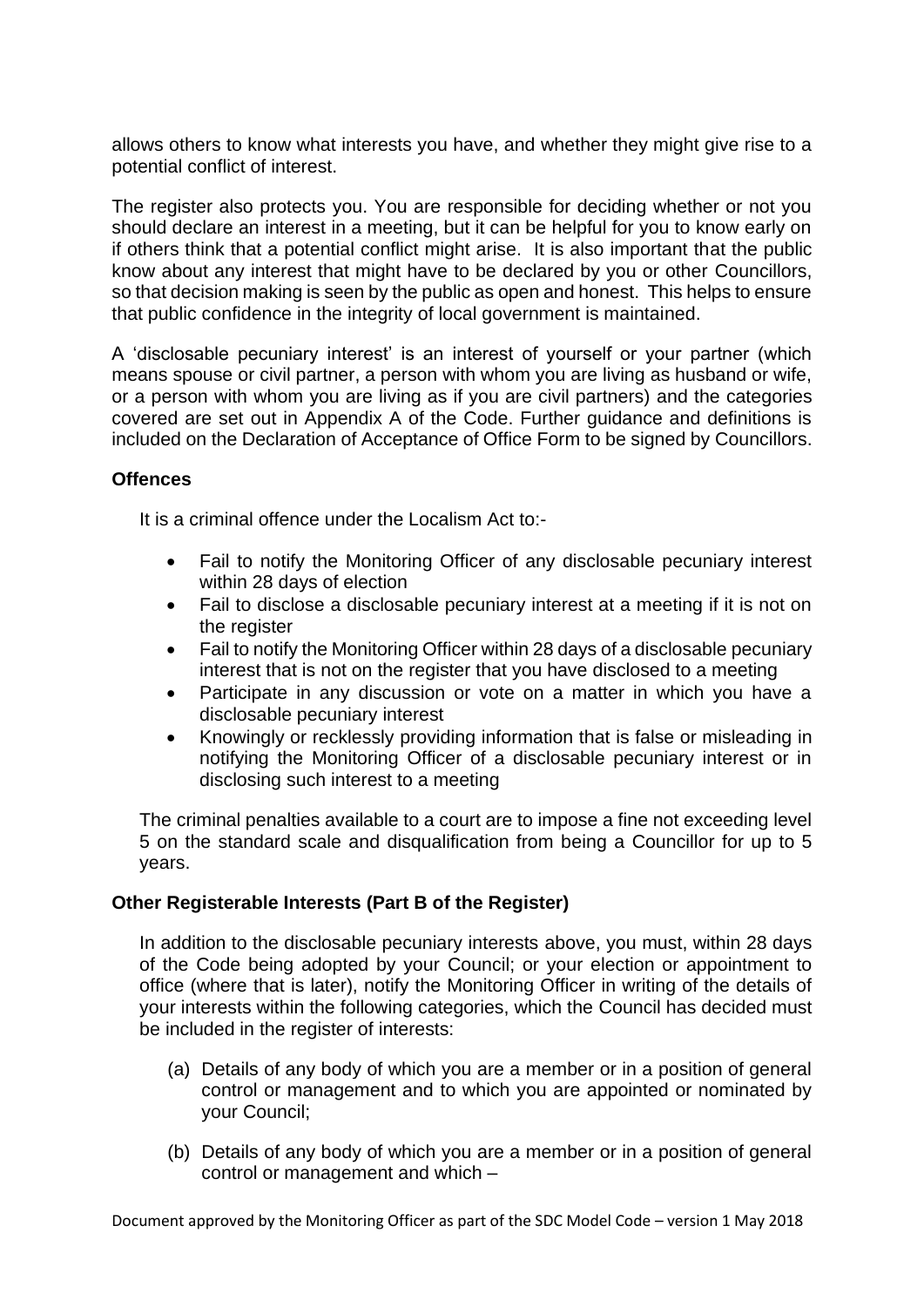allows others to know what interests you have, and whether they might give rise to a potential conflict of interest.

The register also protects you. You are responsible for deciding whether or not you should declare an interest in a meeting, but it can be helpful for you to know early on if others think that a potential conflict might arise. It is also important that the public know about any interest that might have to be declared by you or other Councillors, so that decision making is seen by the public as open and honest. This helps to ensure that public confidence in the integrity of local government is maintained.

A 'disclosable pecuniary interest' is an interest of yourself or your partner (which means spouse or civil partner, a person with whom you are living as husband or wife, or a person with whom you are living as if you are civil partners) and the categories covered are set out in Appendix A of the Code. Further guidance and definitions is included on the Declaration of Acceptance of Office Form to be signed by Councillors.

**Offences**

It is a criminal offence under the Localism Act to:-

- Fail to notify the Monitoring Officer of any disclosable pecuniary interest within 28 days of election
- Fail to disclose a disclosable pecuniary interest at a meeting if it is not on the register
- Fail to notify the Monitoring Officer within 28 days of a disclosable pecuniary interest that is not on the register that you have disclosed to a meeting
- Participate in any discussion or vote on a matter in which you have a disclosable pecuniary interest
- Knowingly or recklessly providing information that is false or misleading in notifying the Monitoring Officer of a disclosable pecuniary interest or in disclosing such interest to a meeting

The criminal penalties available to a court are to impose a fine not exceeding level 5 on the standard scale and disqualification from being a Councillor for up to 5 years.

**Other Registerable Interests (Part B of the Register)**

In addition to the disclosable pecuniary interests above, you must, within 28 days of the Code being adopted by your Council; or your election or appointment to office (where that is later), notify the Monitoring Officer in writing of the details of your interests within the following categories, which the Council has decided must be included in the register of interests:

(a) Details of any body of which you are a member or in a position of general control or management and to which you are appointed or nominated by your Council;

(b) Details of any body of which you are a member or in a position of general control or management and which –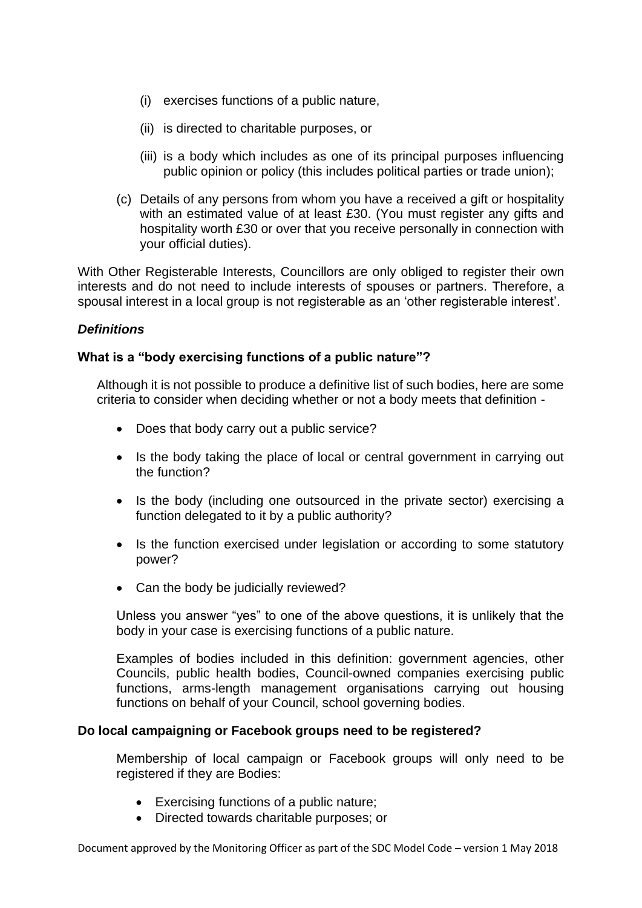(i) exercises functions of a public nature,

(ii) is directed to charitable purposes, or

(iii) is a body which includes as one of its principal purposes influencing public opinion or policy (this includes political parties or trade union);

(c) Details of any persons from whom you have a received a gift or hospitality with an estimated value of at least £30. (You must register any gifts and hospitality worth £30 or over that you receive personally in connection with your official duties).

With Other Registerable Interests, Councillors are only obliged to register their own interests and do not need to include interests of spouses or partners. Therefore, a spousal interest in a local group is not registerable as an 'other registerable interest'.

***Definitions***

**What is a "body exercising functions of a public nature"?**

Although it is not possible to produce a definitive list of such bodies, here are some criteria to consider when deciding whether or not a body meets that definition -

- Does that body carry out a public service?
- Is the body taking the place of local or central government in carrying out the function?
- Is the body (including one outsourced in the private sector) exercising a function delegated to it by a public authority?
- Is the function exercised under legislation or according to some statutory power?
- Can the body be judicially reviewed?

Unless you answer "yes" to one of the above questions, it is unlikely that the body in your case is exercising functions of a public nature.

Examples of bodies included in this definition: government agencies, other Councils, public health bodies, Council-owned companies exercising public functions, arms-length management organisations carrying out housing functions on behalf of your Council, school governing bodies.

**Do local campaigning or Facebook groups need to be registered?**

Membership of local campaign or Facebook groups will only need to be registered if they are Bodies:

- Exercising functions of a public nature;
- Directed towards charitable purposes; or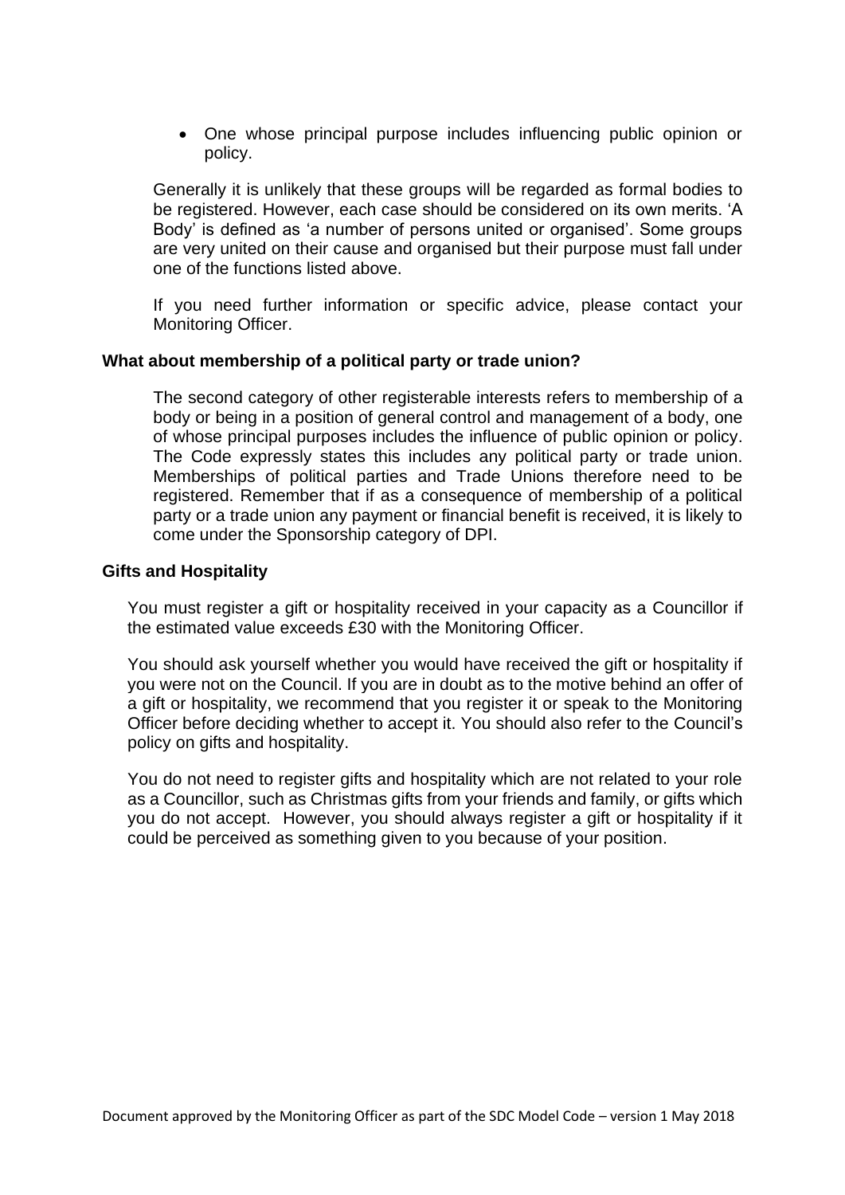- One whose principal purpose includes influencing public opinion or policy.

Generally it is unlikely that these groups will be regarded as formal bodies to be registered. However, each case should be considered on its own merits. 'A Body' is defined as 'a number of persons united or organised'. Some groups are very united on their cause and organised but their purpose must fall under one of the functions listed above.

If you need further information or specific advice, please contact your Monitoring Officer.

**What about membership of a political party or trade union?**

The second category of other registerable interests refers to membership of a body or being in a position of general control and management of a body, one of whose principal purposes includes the influence of public opinion or policy. The Code expressly states this includes any political party or trade union. Memberships of political parties and Trade Unions therefore need to be registered. Remember that if as a consequence of membership of a political party or a trade union any payment or financial benefit is received, it is likely to come under the Sponsorship category of DPI.

**Gifts and Hospitality**

You must register a gift or hospitality received in your capacity as a Councillor if the estimated value exceeds £30 with the Monitoring Officer.

You should ask yourself whether you would have received the gift or hospitality if you were not on the Council. If you are in doubt as to the motive behind an offer of a gift or hospitality, we recommend that you register it or speak to the Monitoring Officer before deciding whether to accept it. You should also refer to the Council's policy on gifts and hospitality.

You do not need to register gifts and hospitality which are not related to your role as a Councillor, such as Christmas gifts from your friends and family, or gifts which you do not accept. However, you should always register a gift or hospitality if it could be perceived as something given to you because of your position.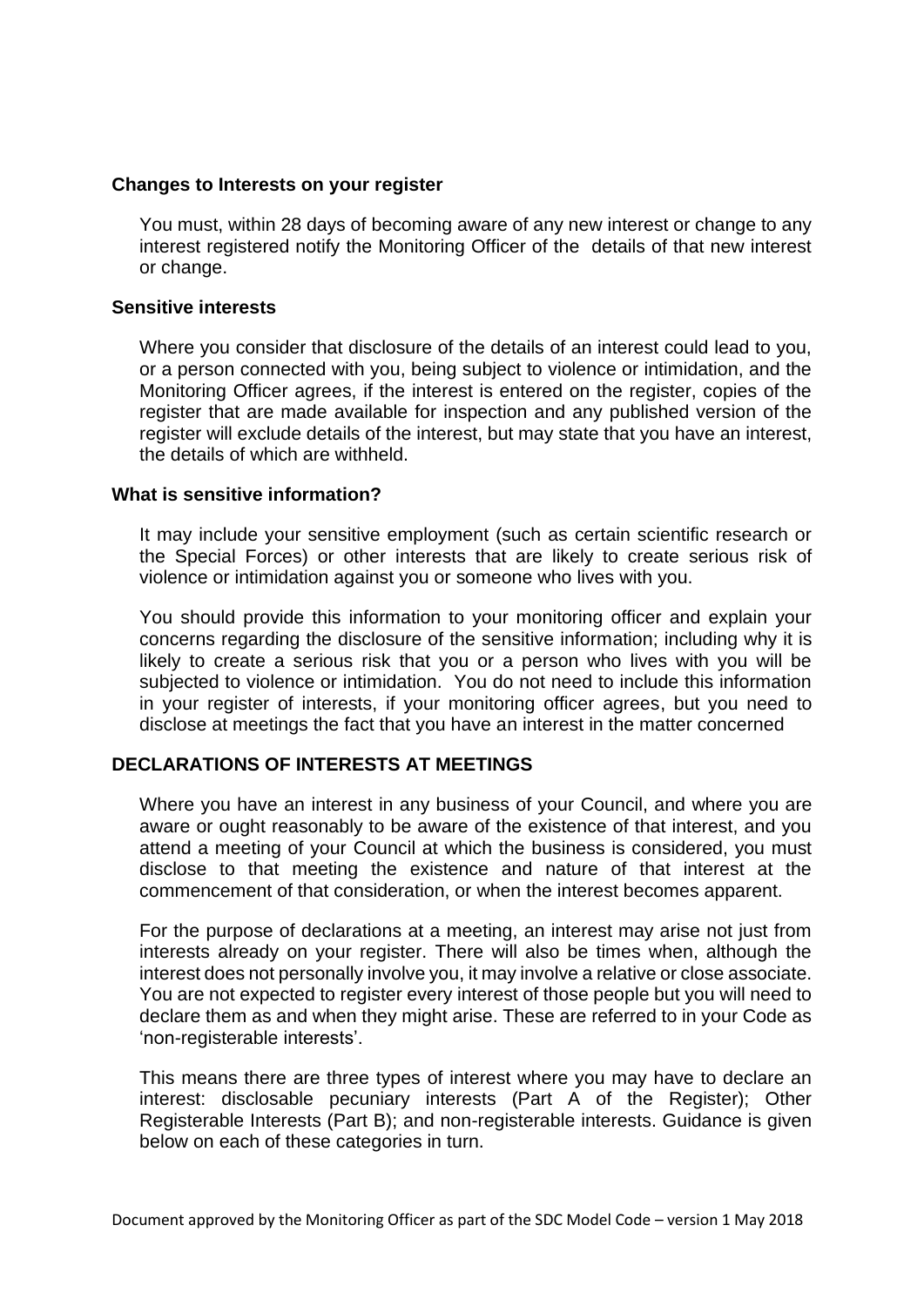### Changes to Interests on your register

You must, within 28 days of becoming aware of any new interest or change to any interest registered notify the Monitoring Officer of the details of that new interest or change.

### Sensitive interests

Where you consider that disclosure of the details of an interest could lead to you, or a person connected with you, being subject to violence or intimidation, and the Monitoring Officer agrees, if the interest is entered on the register, copies of the register that are made available for inspection and any published version of the register will exclude details of the interest, but may state that you have an interest, the details of which are withheld.

### What is sensitive information?

It may include your sensitive employment (such as certain scientific research or the Special Forces) or other interests that are likely to create serious risk of violence or intimidation against you or someone who lives with you.

You should provide this information to your monitoring officer and explain your concerns regarding the disclosure of the sensitive information; including why it is likely to create a serious risk that you or a person who lives with you will be subjected to violence or intimidation. You do not need to include this information in your register of interests, if your monitoring officer agrees, but you need to disclose at meetings the fact that you have an interest in the matter concerned

## DECLARATIONS OF INTERESTS AT MEETINGS

Where you have an interest in any business of your Council, and where you are aware or ought reasonably to be aware of the existence of that interest, and you attend a meeting of your Council at which the business is considered, you must disclose to that meeting the existence and nature of that interest at the commencement of that consideration, or when the interest becomes apparent.

For the purpose of declarations at a meeting, an interest may arise not just from interests already on your register. There will also be times when, although the interest does not personally involve you, it may involve a relative or close associate. You are not expected to register every interest of those people but you will need to declare them as and when they might arise. These are referred to in your Code as 'non-registerable interests'.

This means there are three types of interest where you may have to declare an interest: disclosable pecuniary interests (Part A of the Register); Other Registerable Interests (Part B); and non-registerable interests. Guidance is given below on each of these categories in turn.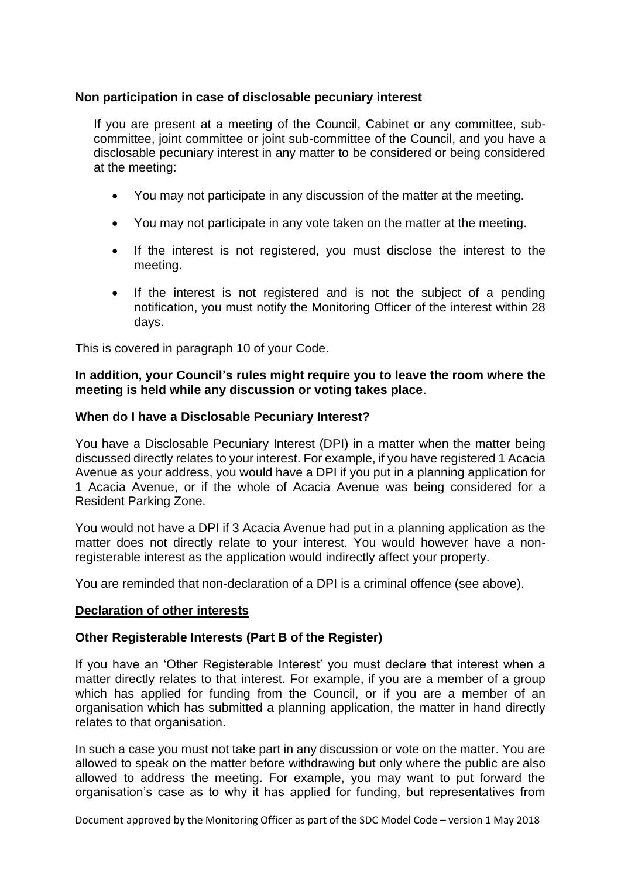**Non participation in case of disclosable pecuniary interest**

If you are present at a meeting of the Council, Cabinet or any committee, sub-committee, joint committee or joint sub-committee of the Council, and you have a disclosable pecuniary interest in any matter to be considered or being considered at the meeting:

- You may not participate in any discussion of the matter at the meeting.
- You may not participate in any vote taken on the matter at the meeting.
- If the interest is not registered, you must disclose the interest to the meeting.
- If the interest is not registered and is not the subject of a pending notification, you must notify the Monitoring Officer of the interest within 28 days.

This is covered in paragraph 10 of your Code.

**In addition, your Council's rules might require you to leave the room where the meeting is held while any discussion or voting takes place**.

**When do I have a Disclosable Pecuniary Interest?**

You have a Disclosable Pecuniary Interest (DPI) in a matter when the matter being discussed directly relates to your interest. For example, if you have registered 1 Acacia Avenue as your address, you would have a DPI if you put in a planning application for 1 Acacia Avenue, or if the whole of Acacia Avenue was being considered for a Resident Parking Zone.

You would not have a DPI if 3 Acacia Avenue had put in a planning application as the matter does not directly relate to your interest. You would however have a non-registerable interest as the application would indirectly affect your property.

You are reminded that non-declaration of a DPI is a criminal offence (see above).

**<u>Declaration of other interests</u>**

**Other Registerable Interests (Part B of the Register)**

If you have an 'Other Registerable Interest' you must declare that interest when a matter directly relates to that interest. For example, if you are a member of a group which has applied for funding from the Council, or if you are a member of an organisation which has submitted a planning application, the matter in hand directly relates to that organisation.

In such a case you must not take part in any discussion or vote on the matter. You are allowed to speak on the matter before withdrawing but only where the public are also allowed to address the meeting. For example, you may want to put forward the organisation's case as to why it has applied for funding, but representatives from

Document approved by the Monitoring Officer as part of the SDC Model Code – version 1 May 2018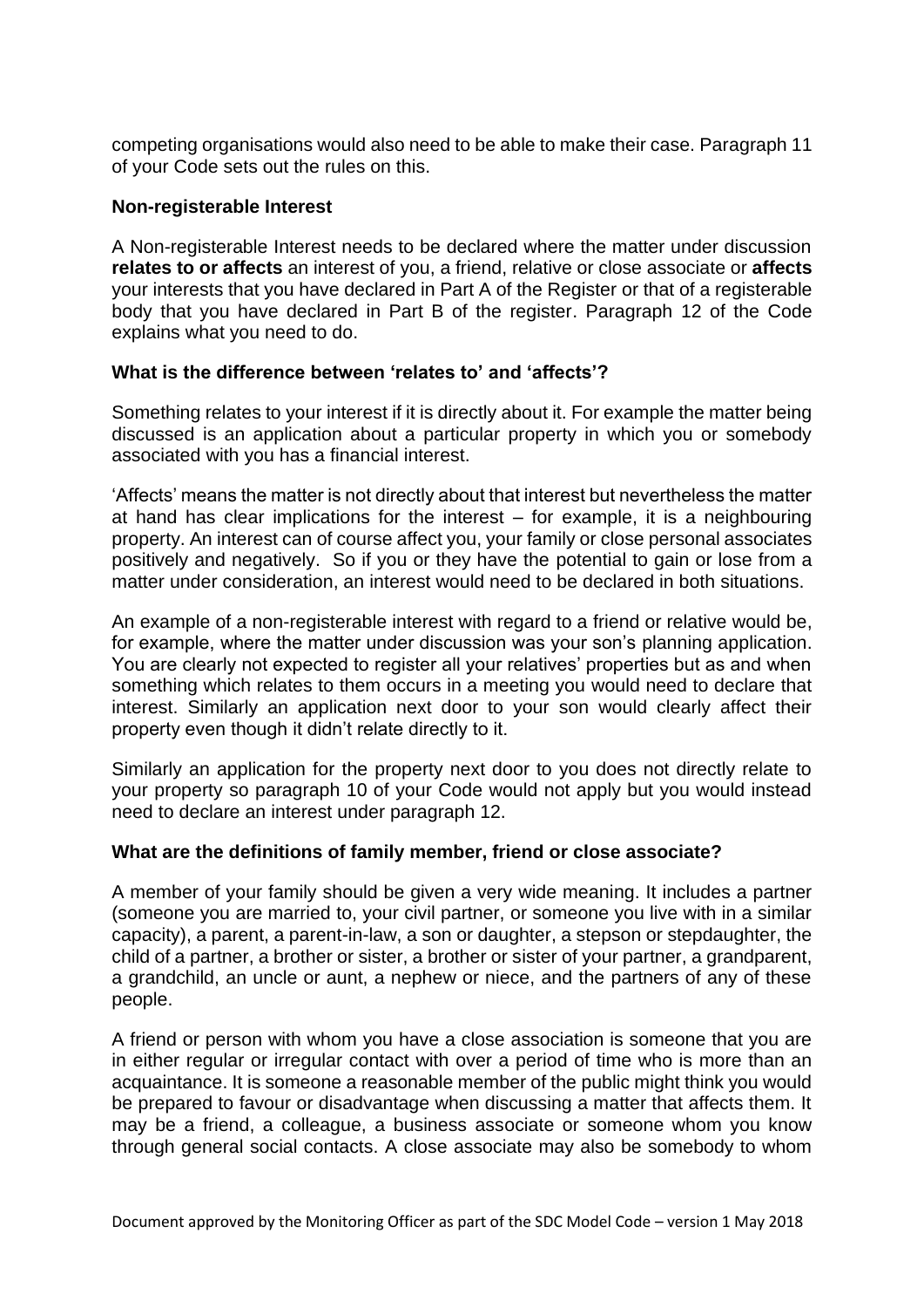competing organisations would also need to be able to make their case. Paragraph 11 of your Code sets out the rules on this.

**Non-registerable Interest**

A Non-registerable Interest needs to be declared where the matter under discussion **relates to or affects** an interest of you, a friend, relative or close associate or **affects** your interests that you have declared in Part A of the Register or that of a registerable body that you have declared in Part B of the register. Paragraph 12 of the Code explains what you need to do.

**What is the difference between 'relates to' and 'affects'?**

Something relates to your interest if it is directly about it. For example the matter being discussed is an application about a particular property in which you or somebody associated with you has a financial interest.

'Affects' means the matter is not directly about that interest but nevertheless the matter at hand has clear implications for the interest – for example, it is a neighbouring property. An interest can of course affect you, your family or close personal associates positively and negatively. So if you or they have the potential to gain or lose from a matter under consideration, an interest would need to be declared in both situations.

An example of a non-registerable interest with regard to a friend or relative would be, for example, where the matter under discussion was your son's planning application. You are clearly not expected to register all your relatives' properties but as and when something which relates to them occurs in a meeting you would need to declare that interest. Similarly an application next door to your son would clearly affect their property even though it didn't relate directly to it.

Similarly an application for the property next door to you does not directly relate to your property so paragraph 10 of your Code would not apply but you would instead need to declare an interest under paragraph 12.

**What are the definitions of family member, friend or close associate?**

A member of your family should be given a very wide meaning. It includes a partner (someone you are married to, your civil partner, or someone you live with in a similar capacity), a parent, a parent-in-law, a son or daughter, a stepson or stepdaughter, the child of a partner, a brother or sister, a brother or sister of your partner, a grandparent, a grandchild, an uncle or aunt, a nephew or niece, and the partners of any of these people.

A friend or person with whom you have a close association is someone that you are in either regular or irregular contact with over a period of time who is more than an acquaintance. It is someone a reasonable member of the public might think you would be prepared to favour or disadvantage when discussing a matter that affects them. It may be a friend, a colleague, a business associate or someone whom you know through general social contacts. A close associate may also be somebody to whom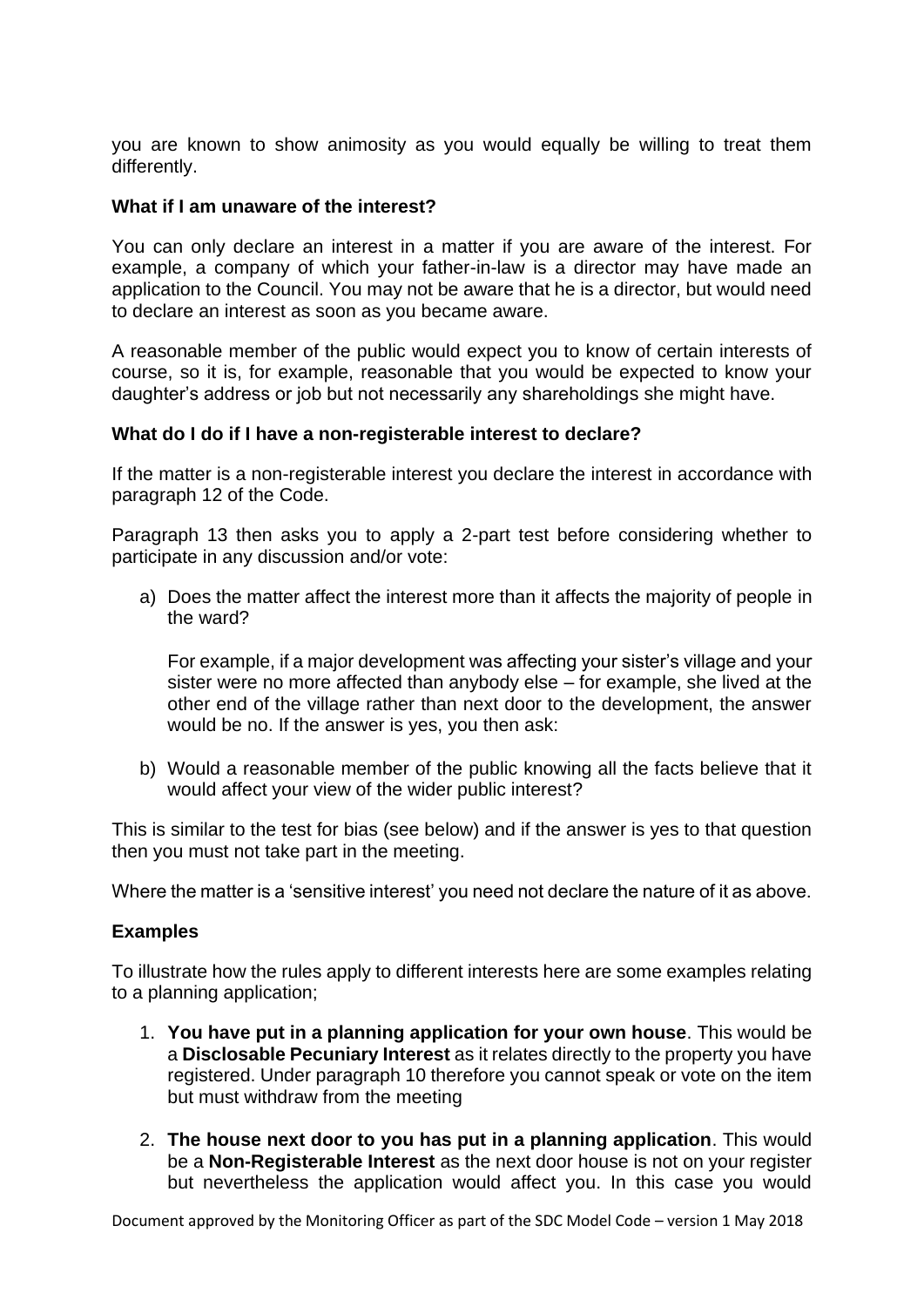you are known to show animosity as you would equally be willing to treat them differently.

**What if I am unaware of the interest?**

You can only declare an interest in a matter if you are aware of the interest. For example, a company of which your father-in-law is a director may have made an application to the Council. You may not be aware that he is a director, but would need to declare an interest as soon as you became aware.

A reasonable member of the public would expect you to know of certain interests of course, so it is, for example, reasonable that you would be expected to know your daughter's address or job but not necessarily any shareholdings she might have.

**What do I do if I have a non-registerable interest to declare?**

If the matter is a non-registerable interest you declare the interest in accordance with paragraph 12 of the Code.

Paragraph 13 then asks you to apply a 2-part test before considering whether to participate in any discussion and/or vote:

a) Does the matter affect the interest more than it affects the majority of people in the ward?

   For example, if a major development was affecting your sister's village and your sister were no more affected than anybody else – for example, she lived at the other end of the village rather than next door to the development, the answer would be no. If the answer is yes, you then ask:

b) Would a reasonable member of the public knowing all the facts believe that it would affect your view of the wider public interest?

This is similar to the test for bias (see below) and if the answer is yes to that question then you must not take part in the meeting.

Where the matter is a 'sensitive interest' you need not declare the nature of it as above.

**Examples**

To illustrate how the rules apply to different interests here are some examples relating to a planning application;

1. **You have put in a planning application for your own house**. This would be a **Disclosable Pecuniary Interest** as it relates directly to the property you have registered. Under paragraph 10 therefore you cannot speak or vote on the item but must withdraw from the meeting

2. **The house next door to you has put in a planning application**. This would be a **Non-Registerable Interest** as the next door house is not on your register but nevertheless the application would affect you. In this case you would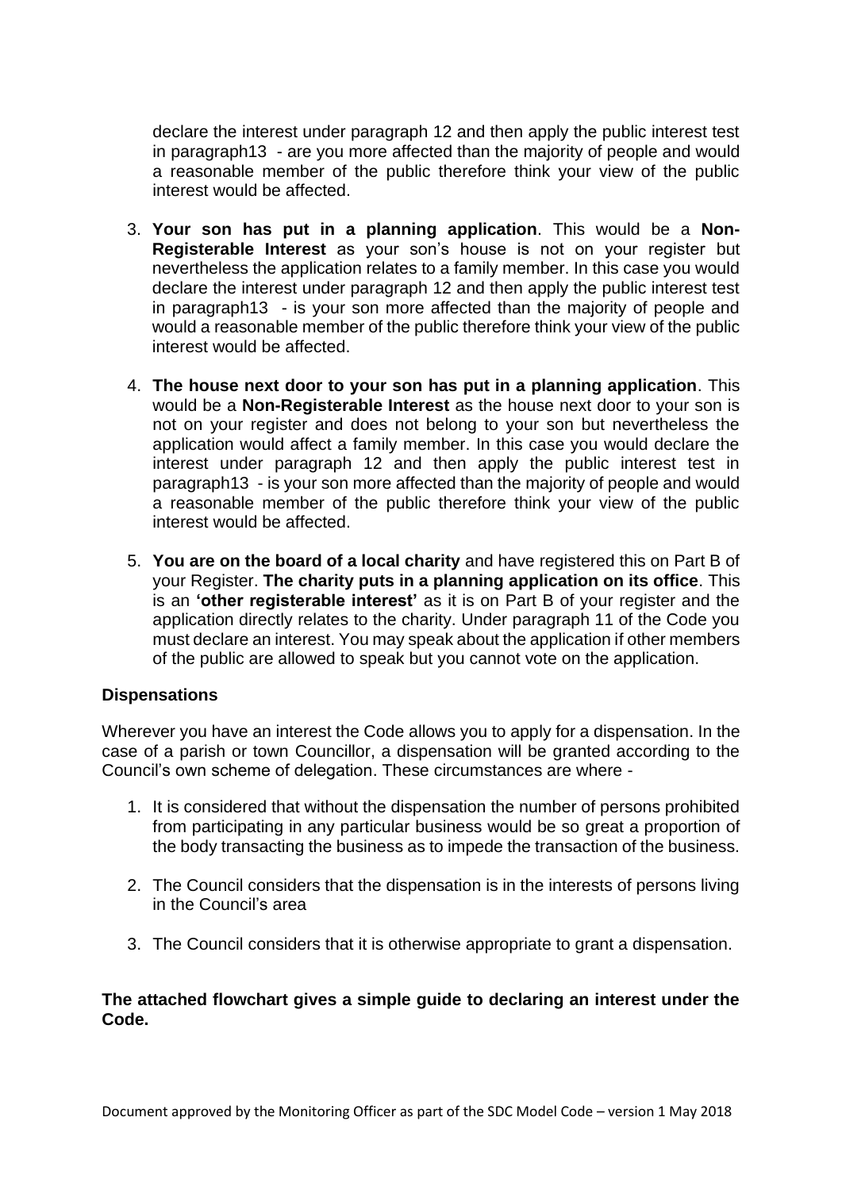declare the interest under paragraph 12 and then apply the public interest test in paragraph13 - are you more affected than the majority of people and would a reasonable member of the public therefore think your view of the public interest would be affected.

3. **Your son has put in a planning application**. This would be a **Non-Registerable Interest** as your son's house is not on your register but nevertheless the application relates to a family member. In this case you would declare the interest under paragraph 12 and then apply the public interest test in paragraph13 - is your son more affected than the majority of people and would a reasonable member of the public therefore think your view of the public interest would be affected.

4. **The house next door to your son has put in a planning application**. This would be a **Non-Registerable Interest** as the house next door to your son is not on your register and does not belong to your son but nevertheless the application would affect a family member. In this case you would declare the interest under paragraph 12 and then apply the public interest test in paragraph13 - is your son more affected than the majority of people and would a reasonable member of the public therefore think your view of the public interest would be affected.

5. **You are on the board of a local charity** and have registered this on Part B of your Register. **The charity puts in a planning application on its office**. This is an **'other registerable interest'** as it is on Part B of your register and the application directly relates to the charity. Under paragraph 11 of the Code you must declare an interest. You may speak about the application if other members of the public are allowed to speak but you cannot vote on the application.

**Dispensations**

Wherever you have an interest the Code allows you to apply for a dispensation. In the case of a parish or town Councillor, a dispensation will be granted according to the Council's own scheme of delegation. These circumstances are where -

1. It is considered that without the dispensation the number of persons prohibited from participating in any particular business would be so great a proportion of the body transacting the business as to impede the transaction of the business.

2. The Council considers that the dispensation is in the interests of persons living in the Council's area

3. The Council considers that it is otherwise appropriate to grant a dispensation.

**The attached flowchart gives a simple guide to declaring an interest under the Code.**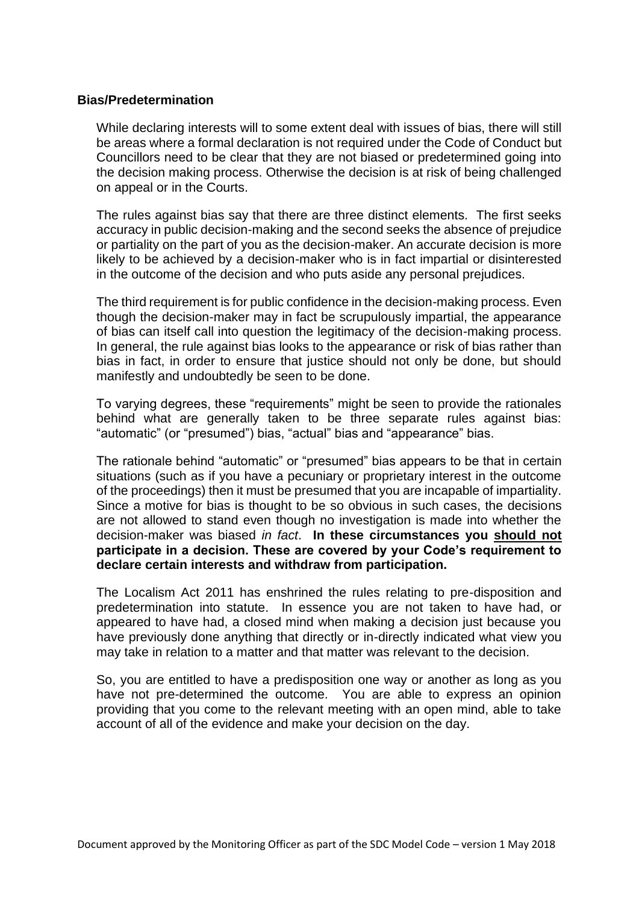**Bias/Predetermination**

While declaring interests will to some extent deal with issues of bias, there will still be areas where a formal declaration is not required under the Code of Conduct but Councillors need to be clear that they are not biased or predetermined going into the decision making process. Otherwise the decision is at risk of being challenged on appeal or in the Courts.

The rules against bias say that there are three distinct elements. The first seeks accuracy in public decision-making and the second seeks the absence of prejudice or partiality on the part of you as the decision-maker. An accurate decision is more likely to be achieved by a decision-maker who is in fact impartial or disinterested in the outcome of the decision and who puts aside any personal prejudices.

The third requirement is for public confidence in the decision-making process. Even though the decision-maker may in fact be scrupulously impartial, the appearance of bias can itself call into question the legitimacy of the decision-making process. In general, the rule against bias looks to the appearance or risk of bias rather than bias in fact, in order to ensure that justice should not only be done, but should manifestly and undoubtedly be seen to be done.

To varying degrees, these "requirements" might be seen to provide the rationales behind what are generally taken to be three separate rules against bias: "automatic" (or "presumed") bias, "actual" bias and "appearance" bias.

The rationale behind "automatic" or "presumed" bias appears to be that in certain situations (such as if you have a pecuniary or proprietary interest in the outcome of the proceedings) then it must be presumed that you are incapable of impartiality. Since a motive for bias is thought to be so obvious in such cases, the decisions are not allowed to stand even though no investigation is made into whether the decision-maker was biased *in fact*. **In these circumstances you <u>should not</u> participate in a decision. These are covered by your Code's requirement to declare certain interests and withdraw from participation.**

The Localism Act 2011 has enshrined the rules relating to pre-disposition and predetermination into statute. In essence you are not taken to have had, or appeared to have had, a closed mind when making a decision just because you have previously done anything that directly or in-directly indicated what view you may take in relation to a matter and that matter was relevant to the decision.

So, you are entitled to have a predisposition one way or another as long as you have not pre-determined the outcome. You are able to express an opinion providing that you come to the relevant meeting with an open mind, able to take account of all of the evidence and make your decision on the day.